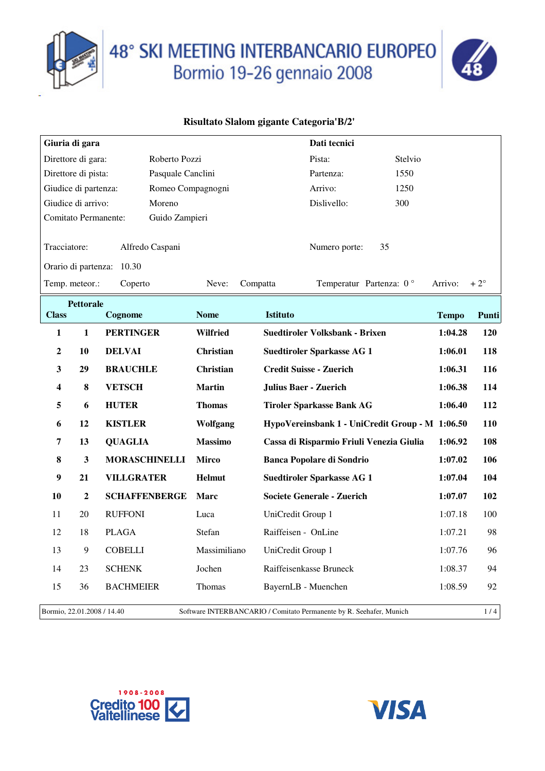# 48° SKI MEETING INTERBANCARIO EUROPEO
## Bormio 19-26 gennaio 2008

### Risultato Slalom gigante Categoria'B/2'

| **Giuria di gara** | | **Dati tecnici** | |
|---|---|---|---|
| Direttore di gara: | Roberto Pozzi | Pista: | Stelvio |
| Direttore di pista: | Pasquale Canclini | Partenza: | 1550 |
| Giudice di partenza: | Romeo Compagnogni | Arrivo: | 1250 |
| Giudice di arrivo: | Moreno | Dislivello: | 300 |
| Comitato Permanente: | Guido Zampieri | | |
| Tracciatore: | Alfredo Caspani | Numero porte: | 35 |
| Orario di partenza: | 10.30 | | |

Temp. meteor.: Coperto | Neve: Compatta | Temperatur Partenza: 0 ° | Arrivo: + 2°

| Class | Pettorale | Cognome | Nome | Istituto | Tempo | Punti |
|---|---|---|---|---|---|---|
| **1** | **1** | **PERTINGER** | **Wilfried** | **Suedtiroler Volksbank - Brixen** | **1:04.28** | **120** |
| **2** | **10** | **DELVAI** | **Christian** | **Suedtiroler Sparkasse AG 1** | **1:06.01** | **118** |
| **3** | **29** | **BRAUCHLE** | **Christian** | **Credit Suisse - Zuerich** | **1:06.31** | **116** |
| **4** | **8** | **VETSCH** | **Martin** | **Julius Baer - Zuerich** | **1:06.38** | **114** |
| **5** | **6** | **HUTER** | **Thomas** | **Tiroler Sparkasse Bank AG** | **1:06.40** | **112** |
| **6** | **12** | **KISTLER** | **Wolfgang** | **HypoVereinsbank 1 - UniCredit Group - M** | **1:06.50** | **110** |
| **7** | **13** | **QUAGLIA** | **Massimo** | **Cassa di Risparmio Friuli Venezia Giulia** | **1:06.92** | **108** |
| **8** | **3** | **MORASCHINELLI** | **Mirco** | **Banca Popolare di Sondrio** | **1:07.02** | **106** |
| **9** | **21** | **VILLGRATER** | **Helmut** | **Suedtiroler Sparkasse AG 1** | **1:07.04** | **104** |
| **10** | **2** | **SCHAFFENBERGE** | **Marc** | **Societe Generale - Zuerich** | **1:07.07** | **102** |
| 11 | 20 | RUFFONI | Luca | UniCredit Group 1 | 1:07.18 | 100 |
| 12 | 18 | PLAGA | Stefan | Raiffeisen - OnLine | 1:07.21 | 98 |
| 13 | 9 | COBELLI | Massimiliano | UniCredit Group 1 | 1:07.76 | 96 |
| 14 | 23 | SCHENK | Jochen | Raiffeisenkasse Bruneck | 1:08.37 | 94 |
| 15 | 36 | BACHMEIER | Thomas | BayernLB - Muenchen | 1:08.59 | 92 |

Bormio, 22.01.2008 / 14.40 — Software INTERBANCARIO / Comitato Permanente by R. Seehafer, Munich

1908-2008 Credito Valtellinese 100

VISA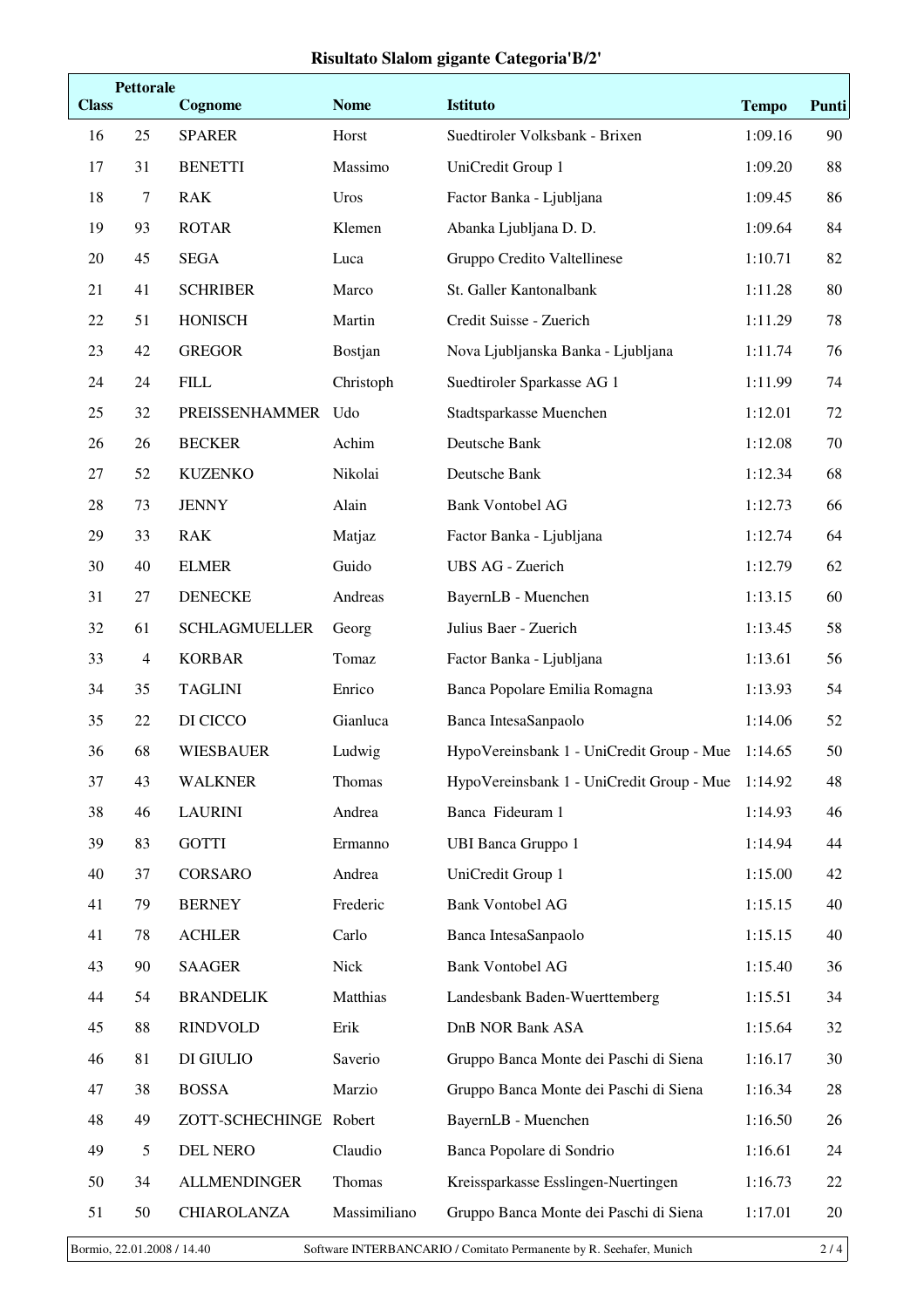# Risultato Slalom gigante Categoria'B/2'

| Class | Pettorale | Cognome | Nome | Istituto | Tempo | Punti |
|---|---|---|---|---|---|---|
| 16 | 25 | SPARER | Horst | Suedtiroler Volksbank - Brixen | 1:09.16 | 90 |
| 17 | 31 | BENETTI | Massimo | UniCredit Group 1 | 1:09.20 | 88 |
| 18 | 7 | RAK | Uros | Factor Banka - Ljubljana | 1:09.45 | 86 |
| 19 | 93 | ROTAR | Klemen | Abanka Ljubljana D. D. | 1:09.64 | 84 |
| 20 | 45 | SEGA | Luca | Gruppo Credito Valtellinese | 1:10.71 | 82 |
| 21 | 41 | SCHRIBER | Marco | St. Galler Kantonalbank | 1:11.28 | 80 |
| 22 | 51 | HONISCH | Martin | Credit Suisse - Zuerich | 1:11.29 | 78 |
| 23 | 42 | GREGOR | Bostjan | Nova Ljubljanska Banka - Ljubljana | 1:11.74 | 76 |
| 24 | 24 | FILL | Christoph | Suedtiroler Sparkasse AG 1 | 1:11.99 | 74 |
| 25 | 32 | PREISSENHAMMER | Udo | Stadtsparkasse Muenchen | 1:12.01 | 72 |
| 26 | 26 | BECKER | Achim | Deutsche Bank | 1:12.08 | 70 |
| 27 | 52 | KUZENKO | Nikolai | Deutsche Bank | 1:12.34 | 68 |
| 28 | 73 | JENNY | Alain | Bank Vontobel AG | 1:12.73 | 66 |
| 29 | 33 | RAK | Matjaz | Factor Banka - Ljubljana | 1:12.74 | 64 |
| 30 | 40 | ELMER | Guido | UBS AG - Zuerich | 1:12.79 | 62 |
| 31 | 27 | DENECKE | Andreas | BayernLB - Muenchen | 1:13.15 | 60 |
| 32 | 61 | SCHLAGMUELLER | Georg | Julius Baer - Zuerich | 1:13.45 | 58 |
| 33 | 4 | KORBAR | Tomaz | Factor Banka - Ljubljana | 1:13.61 | 56 |
| 34 | 35 | TAGLINI | Enrico | Banca Popolare Emilia Romagna | 1:13.93 | 54 |
| 35 | 22 | DI CICCO | Gianluca | Banca IntesaSanpaolo | 1:14.06 | 52 |
| 36 | 68 | WIESBAUER | Ludwig | HypoVereinsbank 1 - UniCredit Group - Mue | 1:14.65 | 50 |
| 37 | 43 | WALKNER | Thomas | HypoVereinsbank 1 - UniCredit Group - Mue | 1:14.92 | 48 |
| 38 | 46 | LAURINI | Andrea | Banca Fideuram 1 | 1:14.93 | 46 |
| 39 | 83 | GOTTI | Ermanno | UBI Banca Gruppo 1 | 1:14.94 | 44 |
| 40 | 37 | CORSARO | Andrea | UniCredit Group 1 | 1:15.00 | 42 |
| 41 | 79 | BERNEY | Frederic | Bank Vontobel AG | 1:15.15 | 40 |
| 41 | 78 | ACHLER | Carlo | Banca IntesaSanpaolo | 1:15.15 | 40 |
| 43 | 90 | SAAGER | Nick | Bank Vontobel AG | 1:15.40 | 36 |
| 44 | 54 | BRANDELIK | Matthias | Landesbank Baden-Wuerttemberg | 1:15.51 | 34 |
| 45 | 88 | RINDVOLD | Erik | DnB NOR Bank ASA | 1:15.64 | 32 |
| 46 | 81 | DI GIULIO | Saverio | Gruppo Banca Monte dei Paschi di Siena | 1:16.17 | 30 |
| 47 | 38 | BOSSA | Marzio | Gruppo Banca Monte dei Paschi di Siena | 1:16.34 | 28 |
| 48 | 49 | ZOTT-SCHECHINGE | Robert | BayernLB - Muenchen | 1:16.50 | 26 |
| 49 | 5 | DEL NERO | Claudio | Banca Popolare di Sondrio | 1:16.61 | 24 |
| 50 | 34 | ALLMENDINGER | Thomas | Kreissparkasse Esslingen-Nuertingen | 1:16.73 | 22 |
| 51 | 50 | CHIAROLANZA | Massimiliano | Gruppo Banca Monte dei Paschi di Siena | 1:17.01 | 20 |

Bormio, 22.01.2008 / 14.40 — Software INTERBANCARIO / Comitato Permanente by R. Seehafer, Munich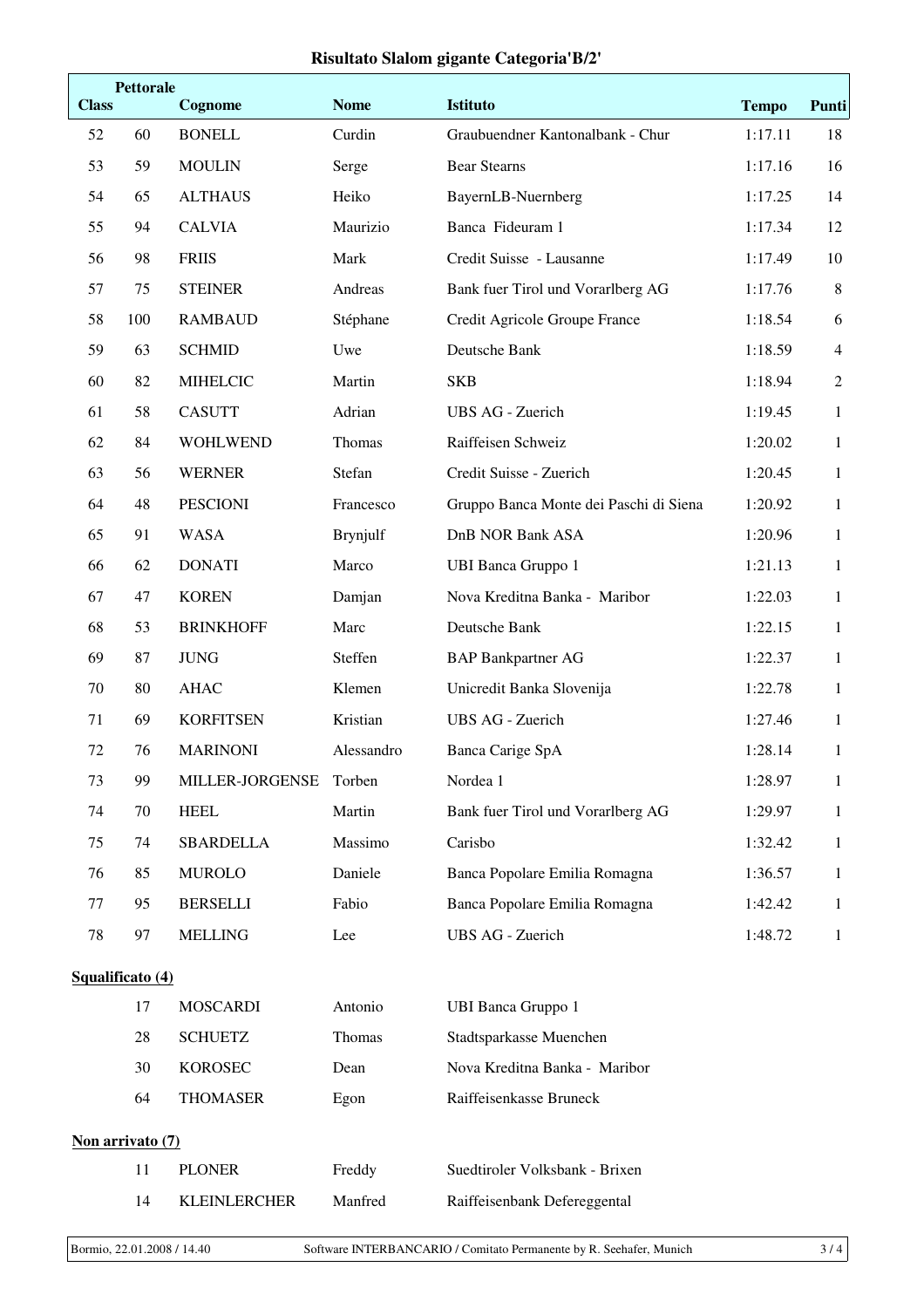# Risultato Slalom gigante Categoria'B/2'

| Class | Pettorale | Cognome | Nome | Istituto | Tempo | Punti |
|---|---|---|---|---|---|---|
| 52 | 60 | BONELL | Curdin | Graubuendner Kantonalbank - Chur | 1:17.11 | 18 |
| 53 | 59 | MOULIN | Serge | Bear Stearns | 1:17.16 | 16 |
| 54 | 65 | ALTHAUS | Heiko | BayernLB-Nuernberg | 1:17.25 | 14 |
| 55 | 94 | CALVIA | Maurizio | Banca Fideuram 1 | 1:17.34 | 12 |
| 56 | 98 | FRIIS | Mark | Credit Suisse - Lausanne | 1:17.49 | 10 |
| 57 | 75 | STEINER | Andreas | Bank fuer Tirol und Vorarlberg AG | 1:17.76 | 8 |
| 58 | 100 | RAMBAUD | Stéphane | Credit Agricole Groupe France | 1:18.54 | 6 |
| 59 | 63 | SCHMID | Uwe | Deutsche Bank | 1:18.59 | 4 |
| 60 | 82 | MIHELCIC | Martin | SKB | 1:18.94 | 2 |
| 61 | 58 | CASUTT | Adrian | UBS AG - Zuerich | 1:19.45 | 1 |
| 62 | 84 | WOHLWEND | Thomas | Raiffeisen Schweiz | 1:20.02 | 1 |
| 63 | 56 | WERNER | Stefan | Credit Suisse - Zuerich | 1:20.45 | 1 |
| 64 | 48 | PESCIONI | Francesco | Gruppo Banca Monte dei Paschi di Siena | 1:20.92 | 1 |
| 65 | 91 | WASA | Brynjulf | DnB NOR Bank ASA | 1:20.96 | 1 |
| 66 | 62 | DONATI | Marco | UBI Banca Gruppo 1 | 1:21.13 | 1 |
| 67 | 47 | KOREN | Damjan | Nova Kreditna Banka - Maribor | 1:22.03 | 1 |
| 68 | 53 | BRINKHOFF | Marc | Deutsche Bank | 1:22.15 | 1 |
| 69 | 87 | JUNG | Steffen | BAP Bankpartner AG | 1:22.37 | 1 |
| 70 | 80 | AHAC | Klemen | Unicredit Banka Slovenija | 1:22.78 | 1 |
| 71 | 69 | KORFITSEN | Kristian | UBS AG - Zuerich | 1:27.46 | 1 |
| 72 | 76 | MARINONI | Alessandro | Banca Carige SpA | 1:28.14 | 1 |
| 73 | 99 | MILLER-JORGENSE | Torben | Nordea 1 | 1:28.97 | 1 |
| 74 | 70 | HEEL | Martin | Bank fuer Tirol und Vorarlberg AG | 1:29.97 | 1 |
| 75 | 74 | SBARDELLA | Massimo | Carisbo | 1:32.42 | 1 |
| 76 | 85 | MUROLO | Daniele | Banca Popolare Emilia Romagna | 1:36.57 | 1 |
| 77 | 95 | BERSELLI | Fabio | Banca Popolare Emilia Romagna | 1:42.42 | 1 |
| 78 | 97 | MELLING | Lee | UBS AG - Zuerich | 1:48.72 | 1 |

**Squalificato (4)**

| Pettorale | Cognome | Nome | Istituto |
|---|---|---|---|
| 17 | MOSCARDI | Antonio | UBI Banca Gruppo 1 |
| 28 | SCHUETZ | Thomas | Stadtsparkasse Muenchen |
| 30 | KOROSEC | Dean | Nova Kreditna Banka - Maribor |
| 64 | THOMASER | Egon | Raiffeisenkasse Bruneck |

**Non arrivato (7)**

| Pettorale | Cognome | Nome | Istituto |
|---|---|---|---|
| 11 | PLONER | Freddy | Suedtiroler Volksbank - Brixen |
| 14 | KLEINLERCHER | Manfred | Raiffeisenbank Defereggental |

Bormio, 22.01.2008 / 14.40 — Software INTERBANCARIO / Comitato Permanente by R. Seehafer, Munich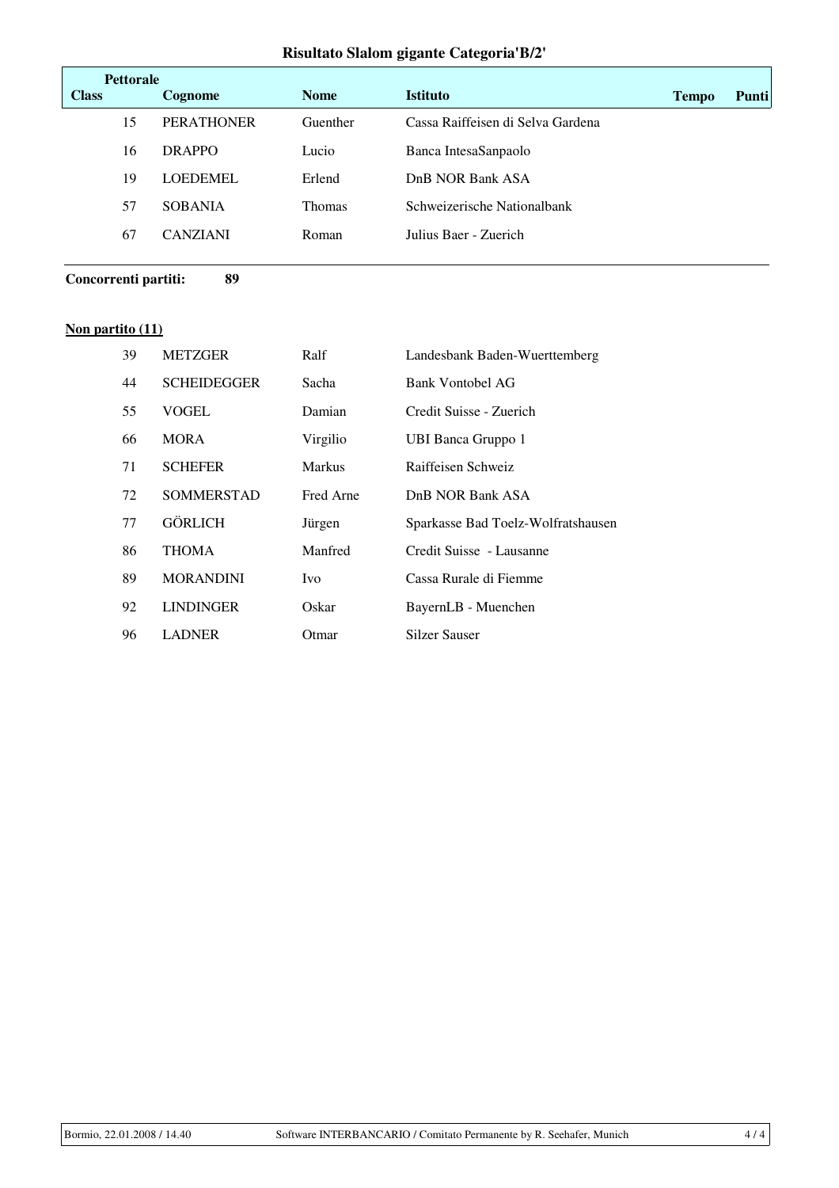# Risultato Slalom gigante Categoria'B/2'

| Class | Pettorale | Cognome | Nome | Istituto | Tempo | Punti |
|---|---|---|---|---|---|---|
| | 15 | PERATHONER | Guenther | Cassa Raiffeisen di Selva Gardena | | |
| | 16 | DRAPPO | Lucio | Banca IntesaSanpaolo | | |
| | 19 | LOEDEMEL | Erlend | DnB NOR Bank ASA | | |
| | 57 | SOBANIA | Thomas | Schweizerische Nationalbank | | |
| | 67 | CANZIANI | Roman | Julius Baer - Zuerich | | |

**Concorrenti partiti: 89**

**Non partito (11)**

| | | | |
|---|---|---|---|
| 39 | METZGER | Ralf | Landesbank Baden-Wuerttemberg |
| 44 | SCHEIDEGGER | Sacha | Bank Vontobel AG |
| 55 | VOGEL | Damian | Credit Suisse - Zuerich |
| 66 | MORA | Virgilio | UBI Banca Gruppo 1 |
| 71 | SCHEFER | Markus | Raiffeisen Schweiz |
| 72 | SOMMERSTAD | Fred Arne | DnB NOR Bank ASA |
| 77 | GÖRLICH | Jürgen | Sparkasse Bad Toelz-Wolfratshausen |
| 86 | THOMA | Manfred | Credit Suisse - Lausanne |
| 89 | MORANDINI | Ivo | Cassa Rurale di Fiemme |
| 92 | LINDINGER | Oskar | BayernLB - Muenchen |
| 96 | LADNER | Otmar | Silzer Sauser |

Bormio, 22.01.2008 / 14.40 Software INTERBANCARIO / Comitato Permanente by R. Seehafer, Munich